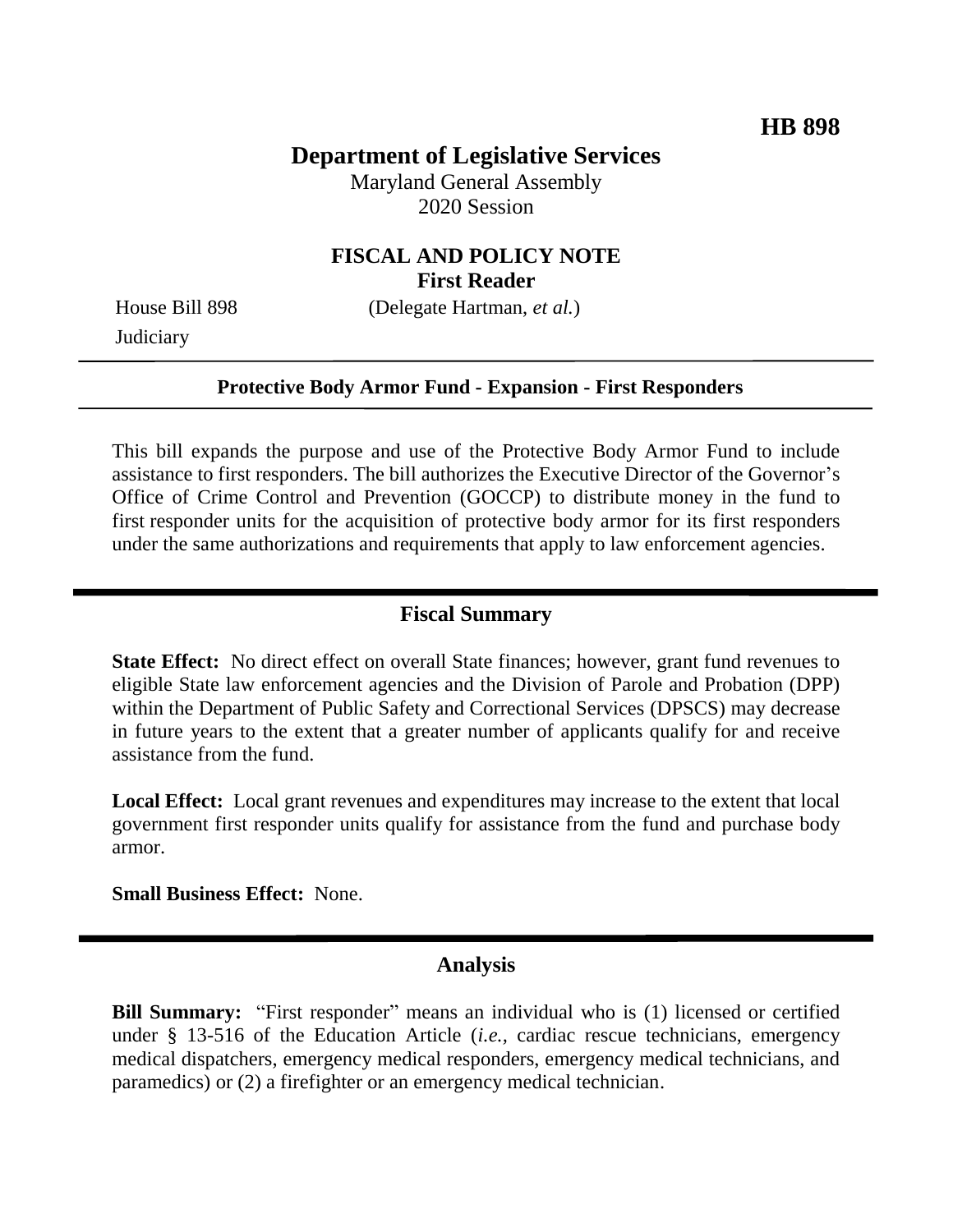**HB 898**

# Department of Legislative Services

Maryland General Assembly
2020 Session

## FISCAL AND POLICY NOTE
**First Reader**

House Bill 898 (Delegate Hartman, *et al.*)
Judiciary

---

**Protective Body Armor Fund - Expansion - First Responders**

---

This bill expands the purpose and use of the Protective Body Armor Fund to include assistance to first responders. The bill authorizes the Executive Director of the Governor's Office of Crime Control and Prevention (GOCCP) to distribute money in the fund to first responder units for the acquisition of protective body armor for its first responders under the same authorizations and requirements that apply to law enforcement agencies.

## Fiscal Summary

**State Effect:** No direct effect on overall State finances; however, grant fund revenues to eligible State law enforcement agencies and the Division of Parole and Probation (DPP) within the Department of Public Safety and Correctional Services (DPSCS) may decrease in future years to the extent that a greater number of applicants qualify for and receive assistance from the fund.

**Local Effect:** Local grant revenues and expenditures may increase to the extent that local government first responder units qualify for assistance from the fund and purchase body armor.

**Small Business Effect:** None.

## Analysis

**Bill Summary:** "First responder" means an individual who is (1) licensed or certified under § 13-516 of the Education Article (*i.e.,* cardiac rescue technicians, emergency medical dispatchers, emergency medical responders, emergency medical technicians, and paramedics) or (2) a firefighter or an emergency medical technician.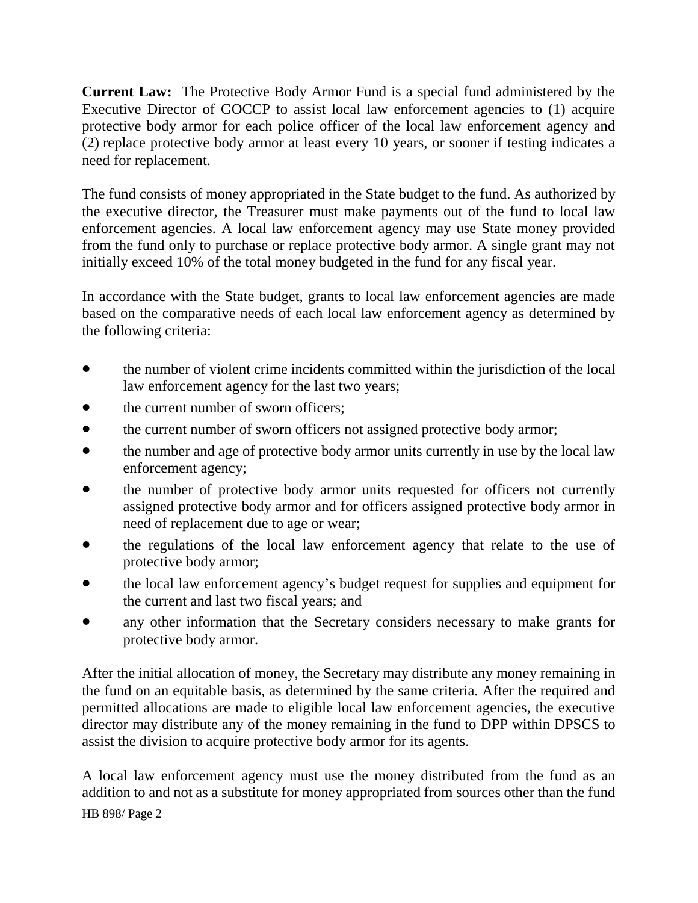**Current Law:** The Protective Body Armor Fund is a special fund administered by the Executive Director of GOCCP to assist local law enforcement agencies to (1) acquire protective body armor for each police officer of the local law enforcement agency and (2) replace protective body armor at least every 10 years, or sooner if testing indicates a need for replacement.

The fund consists of money appropriated in the State budget to the fund. As authorized by the executive director, the Treasurer must make payments out of the fund to local law enforcement agencies. A local law enforcement agency may use State money provided from the fund only to purchase or replace protective body armor. A single grant may not initially exceed 10% of the total money budgeted in the fund for any fiscal year.

In accordance with the State budget, grants to local law enforcement agencies are made based on the comparative needs of each local law enforcement agency as determined by the following criteria:

- the number of violent crime incidents committed within the jurisdiction of the local law enforcement agency for the last two years;
- the current number of sworn officers;
- the current number of sworn officers not assigned protective body armor;
- the number and age of protective body armor units currently in use by the local law enforcement agency;
- the number of protective body armor units requested for officers not currently assigned protective body armor and for officers assigned protective body armor in need of replacement due to age or wear;
- the regulations of the local law enforcement agency that relate to the use of protective body armor;
- the local law enforcement agency's budget request for supplies and equipment for the current and last two fiscal years; and
- any other information that the Secretary considers necessary to make grants for protective body armor.

After the initial allocation of money, the Secretary may distribute any money remaining in the fund on an equitable basis, as determined by the same criteria. After the required and permitted allocations are made to eligible local law enforcement agencies, the executive director may distribute any of the money remaining in the fund to DPP within DPSCS to assist the division to acquire protective body armor for its agents.

A local law enforcement agency must use the money distributed from the fund as an addition to and not as a substitute for money appropriated from sources other than the fund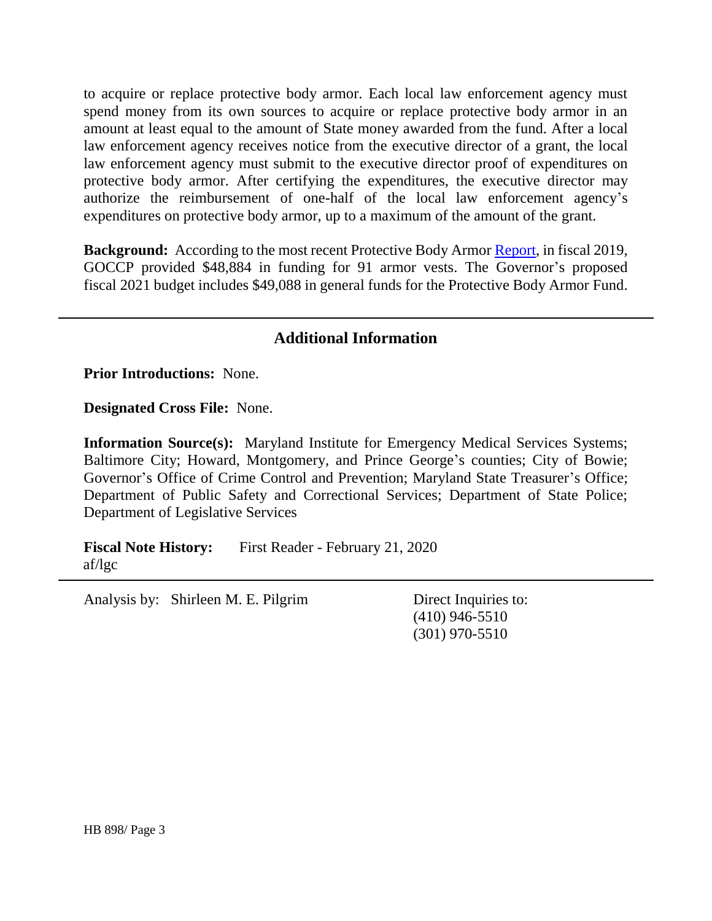to acquire or replace protective body armor. Each local law enforcement agency must spend money from its own sources to acquire or replace protective body armor in an amount at least equal to the amount of State money awarded from the fund. After a local law enforcement agency receives notice from the executive director of a grant, the local law enforcement agency must submit to the executive director proof of expenditures on protective body armor. After certifying the expenditures, the executive director may authorize the reimbursement of one-half of the local law enforcement agency's expenditures on protective body armor, up to a maximum of the amount of the grant.

**Background:** According to the most recent Protective Body Armor Report, in fiscal 2019, GOCCP provided $48,884 in funding for 91 armor vests. The Governor's proposed fiscal 2021 budget includes $49,088 in general funds for the Protective Body Armor Fund.

## Additional Information

**Prior Introductions:** None.

**Designated Cross File:** None.

**Information Source(s):** Maryland Institute for Emergency Medical Services Systems; Baltimore City; Howard, Montgomery, and Prince George's counties; City of Bowie; Governor's Office of Crime Control and Prevention; Maryland State Treasurer's Office; Department of Public Safety and Correctional Services; Department of State Police; Department of Legislative Services

**Fiscal Note History:** First Reader - February 21, 2020
af/lgc

Analysis by: Shirleen M. E. Pilgrim

Direct Inquiries to:
(410) 946-5510
(301) 970-5510